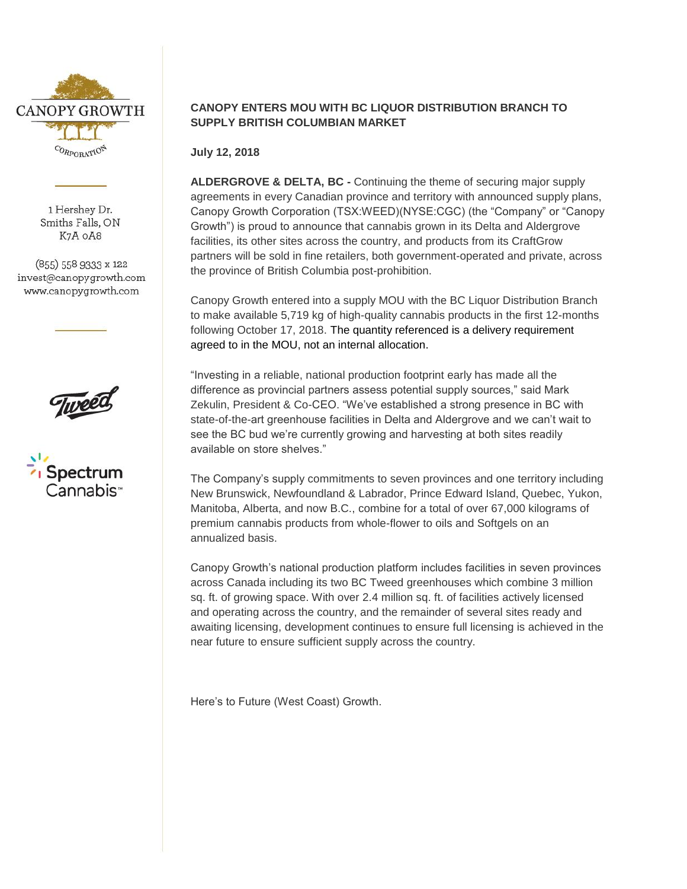CANOPY GROWTH CORPORATION

1 Hershey Dr.
Smiths Falls, ON
K7A 0A8

(855) 558 9333 x 122
invest@canopygrowth.com
www.canopygrowth.com

## CANOPY ENTERS MOU WITH BC LIQUOR DISTRIBUTION BRANCH TO SUPPLY BRITISH COLUMBIAN MARKET

**July 12, 2018**

**ALDERGROVE & DELTA, BC -** Continuing the theme of securing major supply agreements in every Canadian province and territory with announced supply plans, Canopy Growth Corporation (TSX:WEED)(NYSE:CGC) (the "Company" or "Canopy Growth") is proud to announce that cannabis grown in its Delta and Aldergrove facilities, its other sites across the country, and products from its CraftGrow partners will be sold in fine retailers, both government-operated and private, across the province of British Columbia post-prohibition.

Canopy Growth entered into a supply MOU with the BC Liquor Distribution Branch to make available 5,719 kg of high-quality cannabis products in the first 12-months following October 17, 2018. The quantity referenced is a delivery requirement agreed to in the MOU, not an internal allocation.

"Investing in a reliable, national production footprint early has made all the difference as provincial partners assess potential supply sources," said Mark Zekulin, President & Co-CEO. "We've established a strong presence in BC with state-of-the-art greenhouse facilities in Delta and Aldergrove and we can't wait to see the BC bud we're currently growing and harvesting at both sites readily available on store shelves."

The Company's supply commitments to seven provinces and one territory including New Brunswick, Newfoundland & Labrador, Prince Edward Island, Quebec, Yukon, Manitoba, Alberta, and now B.C., combine for a total of over 67,000 kilograms of premium cannabis products from whole-flower to oils and Softgels on an annualized basis.

Canopy Growth's national production platform includes facilities in seven provinces across Canada including its two BC Tweed greenhouses which combine 3 million sq. ft. of growing space. With over 2.4 million sq. ft. of facilities actively licensed and operating across the country, and the remainder of several sites ready and awaiting licensing, development continues to ensure full licensing is achieved in the near future to ensure sufficient supply across the country.

Here's to Future (West Coast) Growth.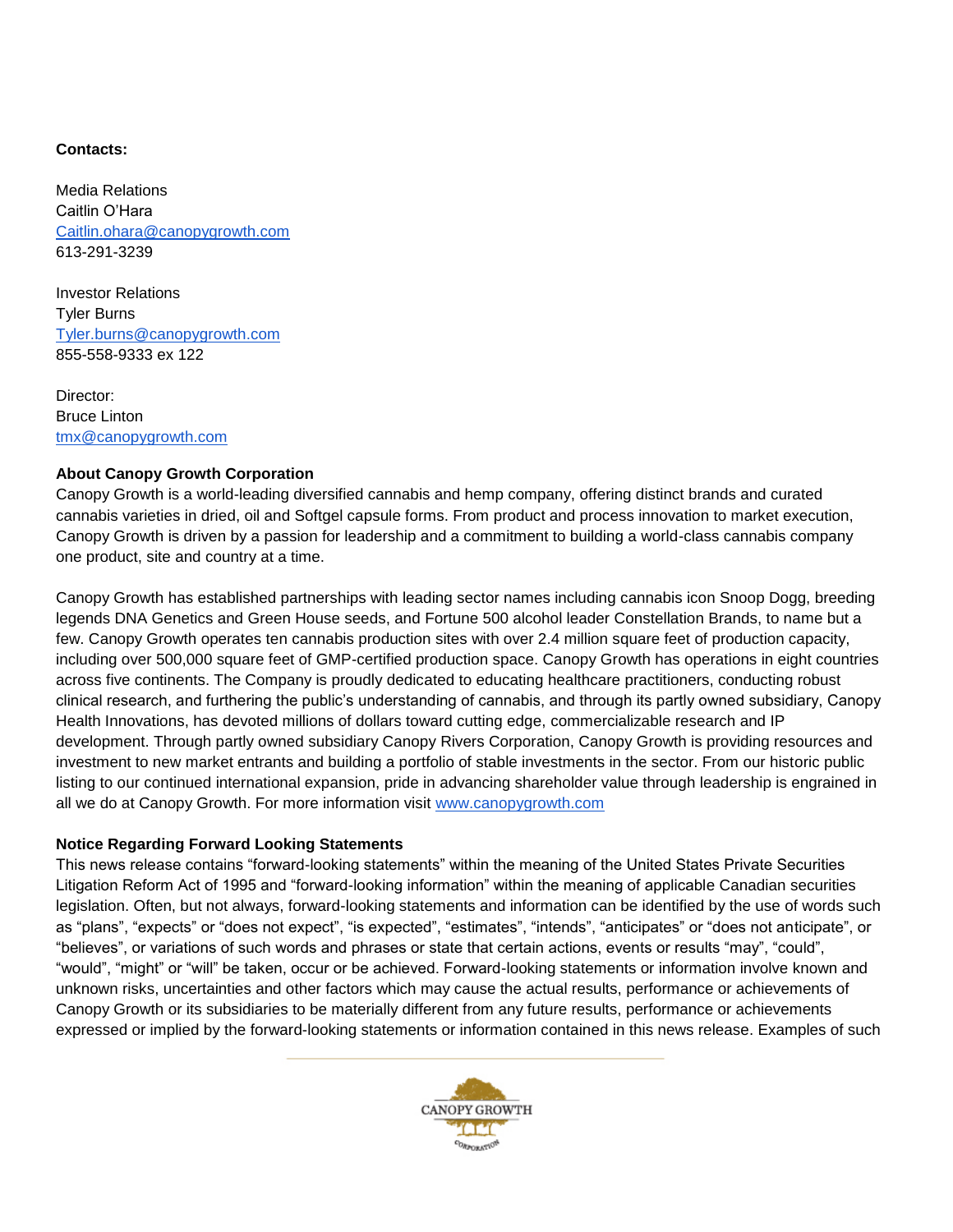**Contacts:**

Media Relations
Caitlin O'Hara
[Caitlin.ohara@canopygrowth.com](mailto:Caitlin.ohara@canopygrowth.com)
613-291-3239

Investor Relations
Tyler Burns
[Tyler.burns@canopygrowth.com](mailto:Tyler.burns@canopygrowth.com)
855-558-9333 ex 122

Director:
Bruce Linton
[tmx@canopygrowth.com](mailto:tmx@canopygrowth.com)

**About Canopy Growth Corporation**

Canopy Growth is a world-leading diversified cannabis and hemp company, offering distinct brands and curated cannabis varieties in dried, oil and Softgel capsule forms. From product and process innovation to market execution, Canopy Growth is driven by a passion for leadership and a commitment to building a world-class cannabis company one product, site and country at a time.

Canopy Growth has established partnerships with leading sector names including cannabis icon Snoop Dogg, breeding legends DNA Genetics and Green House seeds, and Fortune 500 alcohol leader Constellation Brands, to name but a few. Canopy Growth operates ten cannabis production sites with over 2.4 million square feet of production capacity, including over 500,000 square feet of GMP-certified production space. Canopy Growth has operations in eight countries across five continents. The Company is proudly dedicated to educating healthcare practitioners, conducting robust clinical research, and furthering the public's understanding of cannabis, and through its partly owned subsidiary, Canopy Health Innovations, has devoted millions of dollars toward cutting edge, commercializable research and IP development. Through partly owned subsidiary Canopy Rivers Corporation, Canopy Growth is providing resources and investment to new market entrants and building a portfolio of stable investments in the sector. From our historic public listing to our continued international expansion, pride in advancing shareholder value through leadership is engrained in all we do at Canopy Growth. For more information visit [www.canopygrowth.com](http://www.canopygrowth.com)

**Notice Regarding Forward Looking Statements**

This news release contains "forward-looking statements" within the meaning of the United States Private Securities Litigation Reform Act of 1995 and "forward-looking information" within the meaning of applicable Canadian securities legislation. Often, but not always, forward-looking statements and information can be identified by the use of words such as "plans", "expects" or "does not expect", "is expected", "estimates", "intends", "anticipates" or "does not anticipate", or "believes", or variations of such words and phrases or state that certain actions, events or results "may", "could", "would", "might" or "will" be taken, occur or be achieved. Forward-looking statements or information involve known and unknown risks, uncertainties and other factors which may cause the actual results, performance or achievements of Canopy Growth or its subsidiaries to be materially different from any future results, performance or achievements expressed or implied by the forward-looking statements or information contained in this news release. Examples of such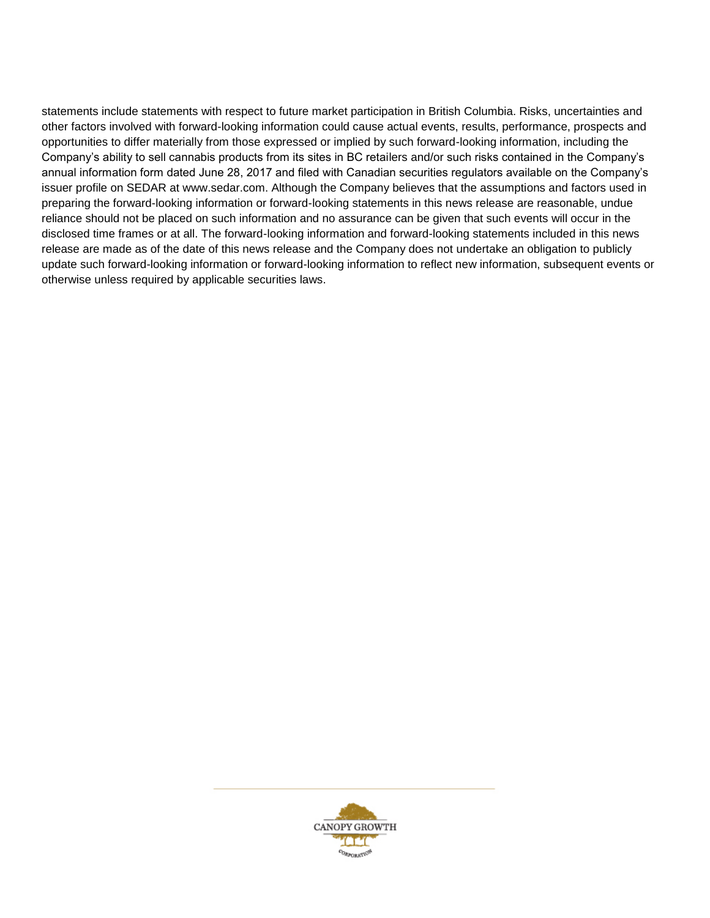statements include statements with respect to future market participation in British Columbia. Risks, uncertainties and other factors involved with forward-looking information could cause actual events, results, performance, prospects and opportunities to differ materially from those expressed or implied by such forward-looking information, including the Company's ability to sell cannabis products from its sites in BC retailers and/or such risks contained in the Company's annual information form dated June 28, 2017 and filed with Canadian securities regulators available on the Company's issuer profile on SEDAR at www.sedar.com. Although the Company believes that the assumptions and factors used in preparing the forward-looking information or forward-looking statements in this news release are reasonable, undue reliance should not be placed on such information and no assurance can be given that such events will occur in the disclosed time frames or at all. The forward-looking information and forward-looking statements included in this news release are made as of the date of this news release and the Company does not undertake an obligation to publicly update such forward-looking information or forward-looking information to reflect new information, subsequent events or otherwise unless required by applicable securities laws.